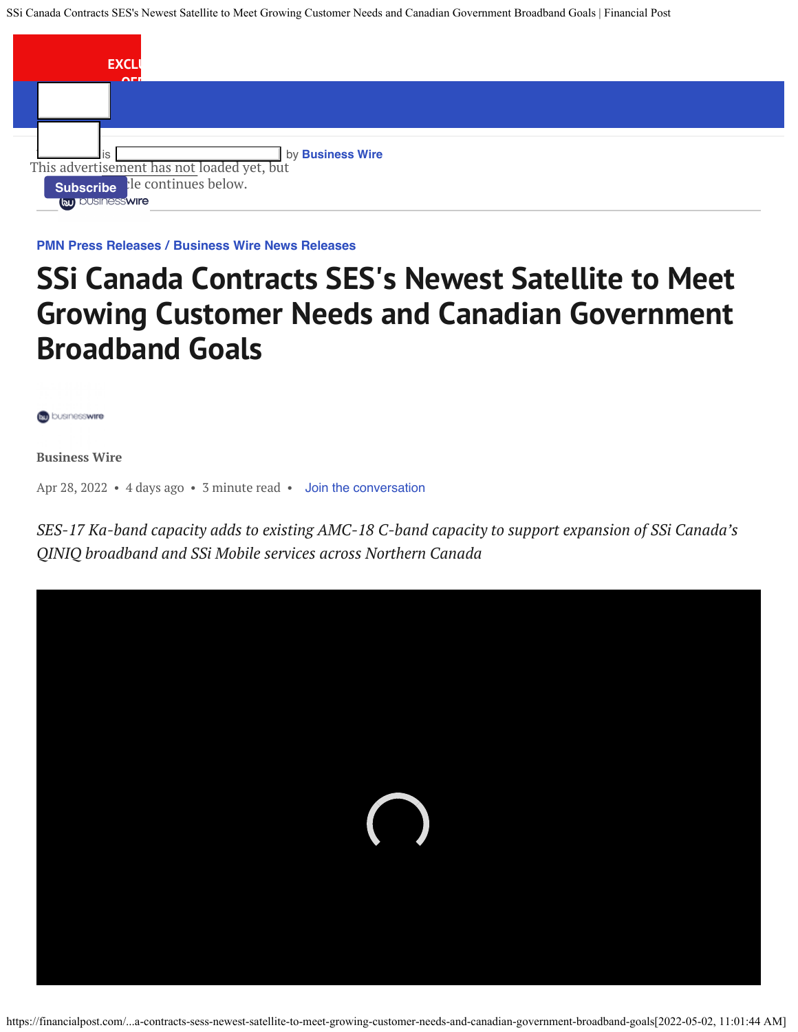PMN Press Releases / Business Wire News Releases

# SSi Canada Contracts SES's Newest Satellite to Meet Growing Customer Needs and Canadian Government Broadband Goals

Business Wire

Apr 28, 2022 • 4 days ago • 3 minute read • Join the conversation

*SES-17 Ka-band capacity adds to existing AMC-18 C-band capacity to support expansion of SSi Canada's QINIQ broadband and SSi Mobile services across Northern Canada*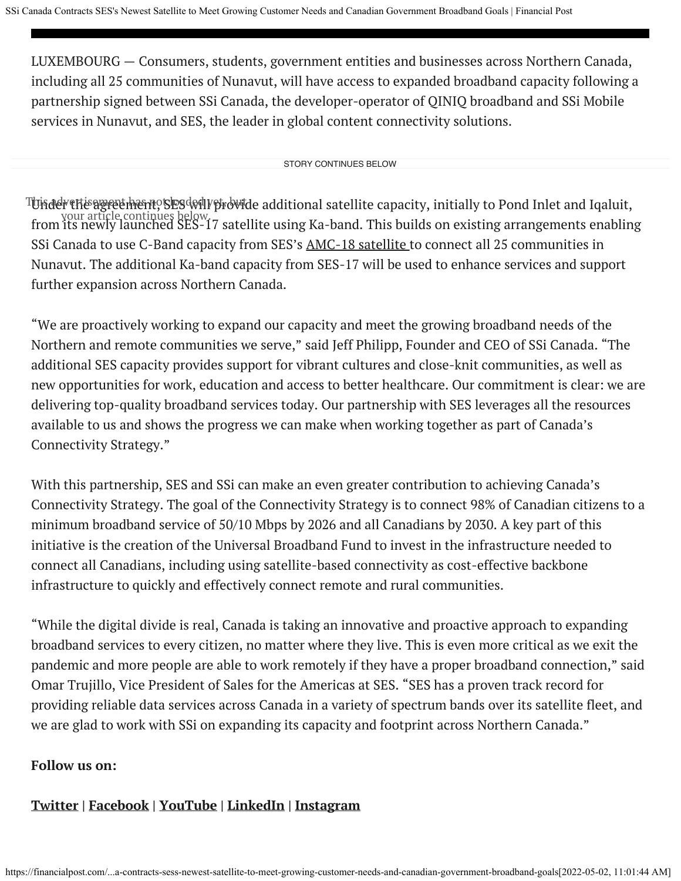LUXEMBOURG — Consumers, students, government entities and businesses across Northern Canada, including all 25 communities of Nunavut, will have access to expanded broadband capacity following a partnership signed between SSi Canada, the developer-operator of QINIQ broadband and SSi Mobile services in Nunavut, and SES, the leader in global content connectivity solutions.

Under the agreement, SES will provide additional satellite capacity, initially to Pond Inlet and Iqaluit, from its newly launched SES-17 satellite using Ka-band. This builds on existing arrangements enabling SSi Canada to use C-Band capacity from SES's AMC-18 satellite to connect all 25 communities in Nunavut. The additional Ka-band capacity from SES-17 will be used to enhance services and support further expansion across Northern Canada.

"We are proactively working to expand our capacity and meet the growing broadband needs of the Northern and remote communities we serve," said Jeff Philipp, Founder and CEO of SSi Canada. "The additional SES capacity provides support for vibrant cultures and close-knit communities, as well as new opportunities for work, education and access to better healthcare. Our commitment is clear: we are delivering top-quality broadband services today. Our partnership with SES leverages all the resources available to us and shows the progress we can make when working together as part of Canada's Connectivity Strategy."

With this partnership, SES and SSi can make an even greater contribution to achieving Canada's Connectivity Strategy. The goal of the Connectivity Strategy is to connect 98% of Canadian citizens to a minimum broadband service of 50/10 Mbps by 2026 and all Canadians by 2030. A key part of this initiative is the creation of the Universal Broadband Fund to invest in the infrastructure needed to connect all Canadians, including using satellite-based connectivity as cost-effective backbone infrastructure to quickly and effectively connect remote and rural communities.

"While the digital divide is real, Canada is taking an innovative and proactive approach to expanding broadband services to every citizen, no matter where they live. This is even more critical as we exit the pandemic and more people are able to work remotely if they have a proper broadband connection," said Omar Trujillo, Vice President of Sales for the Americas at SES. "SES has a proven track record for providing reliable data services across Canada in a variety of spectrum bands over its satellite fleet, and we are glad to work with SSi on expanding its capacity and footprint across Northern Canada."

**Follow us on:**

**Twitter | Facebook | YouTube | LinkedIn | Instagram**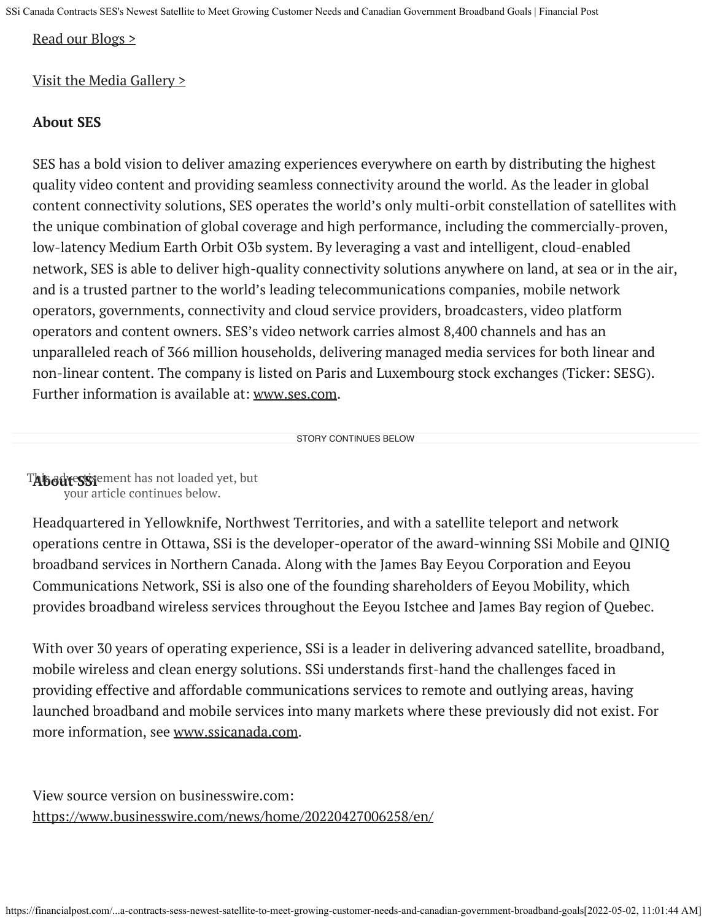[Read our Blogs >]

[Visit the Media Gallery >]

**About SES**

SES has a bold vision to deliver amazing experiences everywhere on earth by distributing the highest quality video content and providing seamless connectivity around the world. As the leader in global content connectivity solutions, SES operates the world's only multi-orbit constellation of satellites with the unique combination of global coverage and high performance, including the commercially-proven, low-latency Medium Earth Orbit O3b system. By leveraging a vast and intelligent, cloud-enabled network, SES is able to deliver high-quality connectivity solutions anywhere on land, at sea or in the air, and is a trusted partner to the world's leading telecommunications companies, mobile network operators, governments, connectivity and cloud service providers, broadcasters, video platform operators and content owners. SES's video network carries almost 8,400 channels and has an unparalleled reach of 366 million households, delivering managed media services for both linear and non-linear content. The company is listed on Paris and Luxembourg stock exchanges (Ticker: SESG). Further information is available at: www.ses.com.

**About SSi**

Headquartered in Yellowknife, Northwest Territories, and with a satellite teleport and network operations centre in Ottawa, SSi is the developer-operator of the award-winning SSi Mobile and QINIQ broadband services in Northern Canada. Along with the James Bay Eeyou Corporation and Eeyou Communications Network, SSi is also one of the founding shareholders of Eeyou Mobility, which provides broadband wireless services throughout the Eeyou Istchee and James Bay region of Quebec.

With over 30 years of operating experience, SSi is a leader in delivering advanced satellite, broadband, mobile wireless and clean energy solutions. SSi understands first-hand the challenges faced in providing effective and affordable communications services to remote and outlying areas, having launched broadband and mobile services into many markets where these previously did not exist. For more information, see www.ssicanada.com.

View source version on businesswire.com:
https://www.businesswire.com/news/home/20220427006258/en/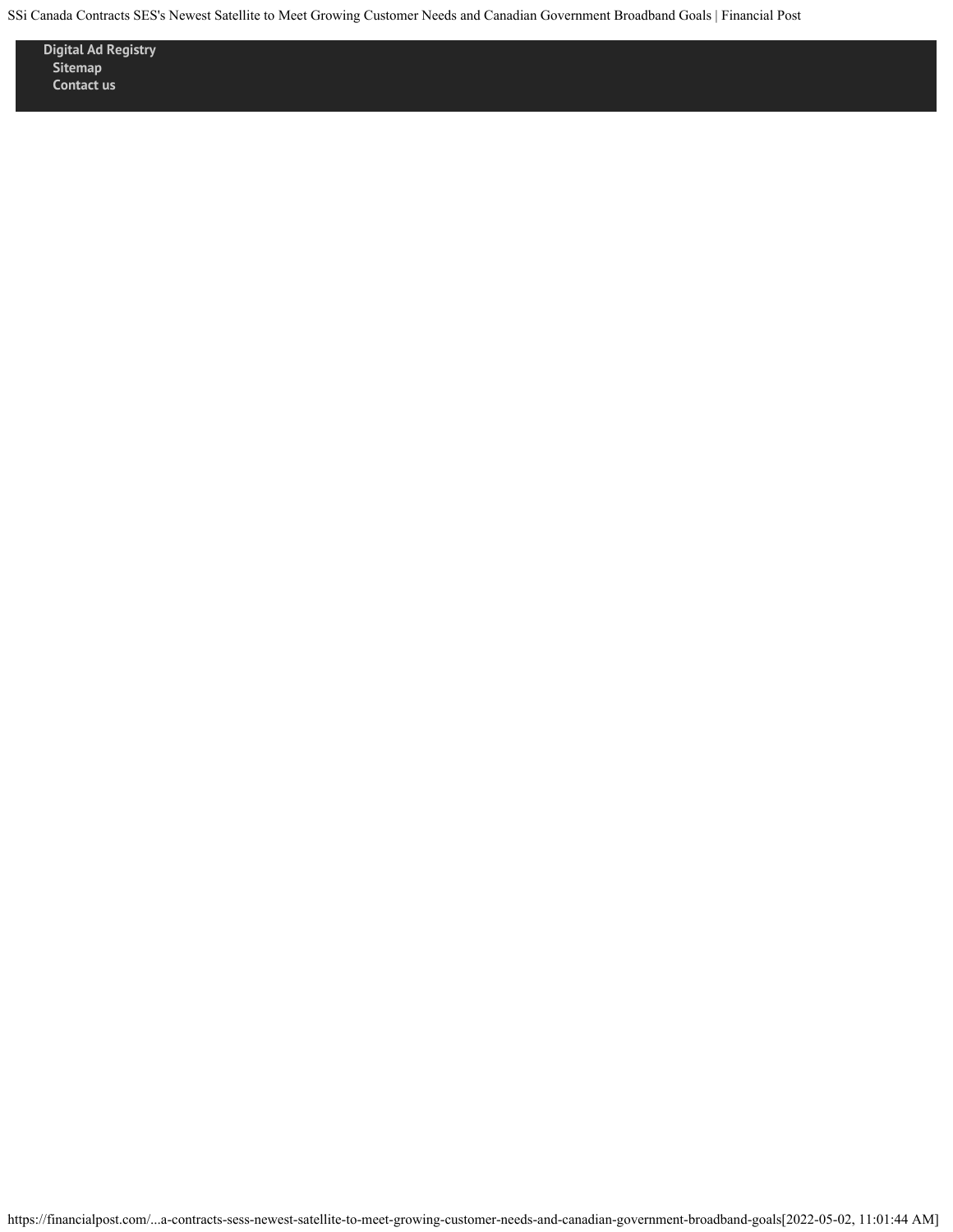Digital Ad Registry
Sitemap
Contact us